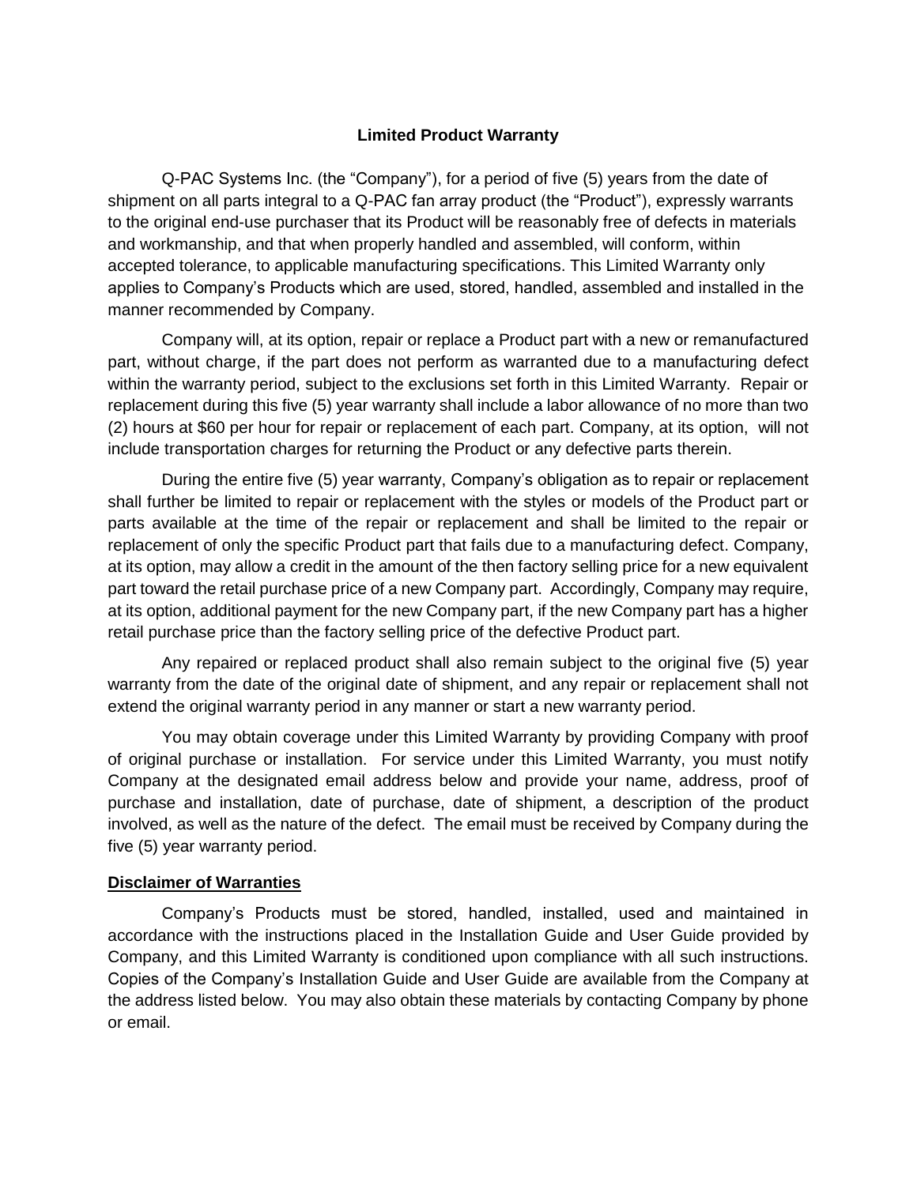## Limited Product Warranty

Q-PAC Systems Inc. (the "Company"), for a period of five (5) years from the date of shipment on all parts integral to a Q-PAC fan array product (the "Product"), expressly warrants to the original end-use purchaser that its Product will be reasonably free of defects in materials and workmanship, and that when properly handled and assembled, will conform, within accepted tolerance, to applicable manufacturing specifications. This Limited Warranty only applies to Company's Products which are used, stored, handled, assembled and installed in the manner recommended by Company.

Company will, at its option, repair or replace a Product part with a new or remanufactured part, without charge, if the part does not perform as warranted due to a manufacturing defect within the warranty period, subject to the exclusions set forth in this Limited Warranty. Repair or replacement during this five (5) year warranty shall include a labor allowance of no more than two (2) hours at $60 per hour for repair or replacement of each part. Company, at its option, will not include transportation charges for returning the Product or any defective parts therein.

During the entire five (5) year warranty, Company's obligation as to repair or replacement shall further be limited to repair or replacement with the styles or models of the Product part or parts available at the time of the repair or replacement and shall be limited to the repair or replacement of only the specific Product part that fails due to a manufacturing defect. Company, at its option, may allow a credit in the amount of the then factory selling price for a new equivalent part toward the retail purchase price of a new Company part. Accordingly, Company may require, at its option, additional payment for the new Company part, if the new Company part has a higher retail purchase price than the factory selling price of the defective Product part.

Any repaired or replaced product shall also remain subject to the original five (5) year warranty from the date of the original date of shipment, and any repair or replacement shall not extend the original warranty period in any manner or start a new warranty period.

You may obtain coverage under this Limited Warranty by providing Company with proof of original purchase or installation. For service under this Limited Warranty, you must notify Company at the designated email address below and provide your name, address, proof of purchase and installation, date of purchase, date of shipment, a description of the product involved, as well as the nature of the defect. The email must be received by Company during the five (5) year warranty period.

### Disclaimer of Warranties

Company's Products must be stored, handled, installed, used and maintained in accordance with the instructions placed in the Installation Guide and User Guide provided by Company, and this Limited Warranty is conditioned upon compliance with all such instructions. Copies of the Company's Installation Guide and User Guide are available from the Company at the address listed below. You may also obtain these materials by contacting Company by phone or email.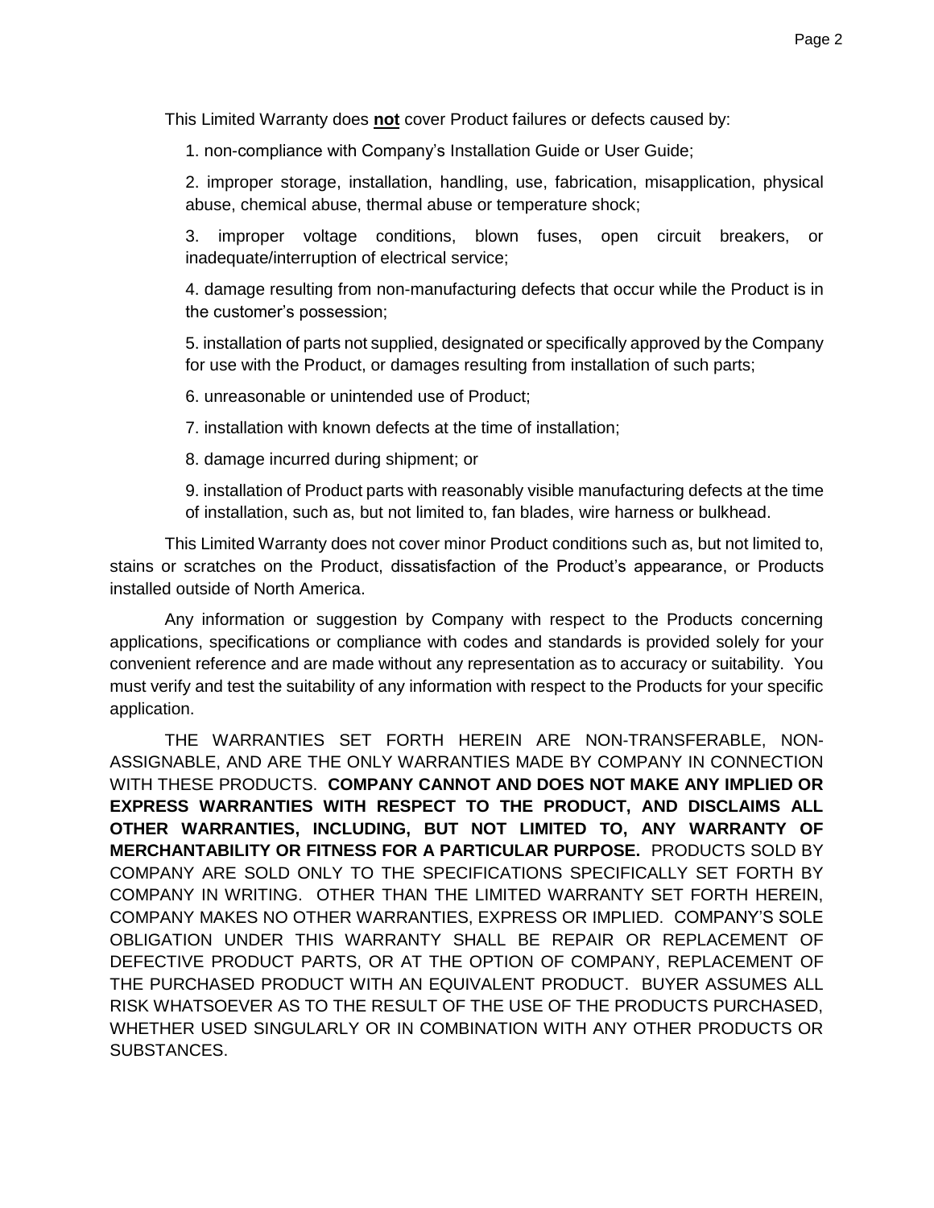This Limited Warranty does **not** cover Product failures or defects caused by:

1. non-compliance with Company's Installation Guide or User Guide;

2. improper storage, installation, handling, use, fabrication, misapplication, physical abuse, chemical abuse, thermal abuse or temperature shock;

3. improper voltage conditions, blown fuses, open circuit breakers, or inadequate/interruption of electrical service;

4. damage resulting from non-manufacturing defects that occur while the Product is in the customer's possession;

5. installation of parts not supplied, designated or specifically approved by the Company for use with the Product, or damages resulting from installation of such parts;

6. unreasonable or unintended use of Product;

7. installation with known defects at the time of installation;

8. damage incurred during shipment; or

9. installation of Product parts with reasonably visible manufacturing defects at the time of installation, such as, but not limited to, fan blades, wire harness or bulkhead.

This Limited Warranty does not cover minor Product conditions such as, but not limited to, stains or scratches on the Product, dissatisfaction of the Product's appearance, or Products installed outside of North America.

Any information or suggestion by Company with respect to the Products concerning applications, specifications or compliance with codes and standards is provided solely for your convenient reference and are made without any representation as to accuracy or suitability. You must verify and test the suitability of any information with respect to the Products for your specific application.

THE WARRANTIES SET FORTH HEREIN ARE NON-TRANSFERABLE, NON-ASSIGNABLE, AND ARE THE ONLY WARRANTIES MADE BY COMPANY IN CONNECTION WITH THESE PRODUCTS. **COMPANY CANNOT AND DOES NOT MAKE ANY IMPLIED OR EXPRESS WARRANTIES WITH RESPECT TO THE PRODUCT, AND DISCLAIMS ALL OTHER WARRANTIES, INCLUDING, BUT NOT LIMITED TO, ANY WARRANTY OF MERCHANTABILITY OR FITNESS FOR A PARTICULAR PURPOSE.** PRODUCTS SOLD BY COMPANY ARE SOLD ONLY TO THE SPECIFICATIONS SPECIFICALLY SET FORTH BY COMPANY IN WRITING. OTHER THAN THE LIMITED WARRANTY SET FORTH HEREIN, COMPANY MAKES NO OTHER WARRANTIES, EXPRESS OR IMPLIED. COMPANY'S SOLE OBLIGATION UNDER THIS WARRANTY SHALL BE REPAIR OR REPLACEMENT OF DEFECTIVE PRODUCT PARTS, OR AT THE OPTION OF COMPANY, REPLACEMENT OF THE PURCHASED PRODUCT WITH AN EQUIVALENT PRODUCT. BUYER ASSUMES ALL RISK WHATSOEVER AS TO THE RESULT OF THE USE OF THE PRODUCTS PURCHASED, WHETHER USED SINGULARLY OR IN COMBINATION WITH ANY OTHER PRODUCTS OR SUBSTANCES.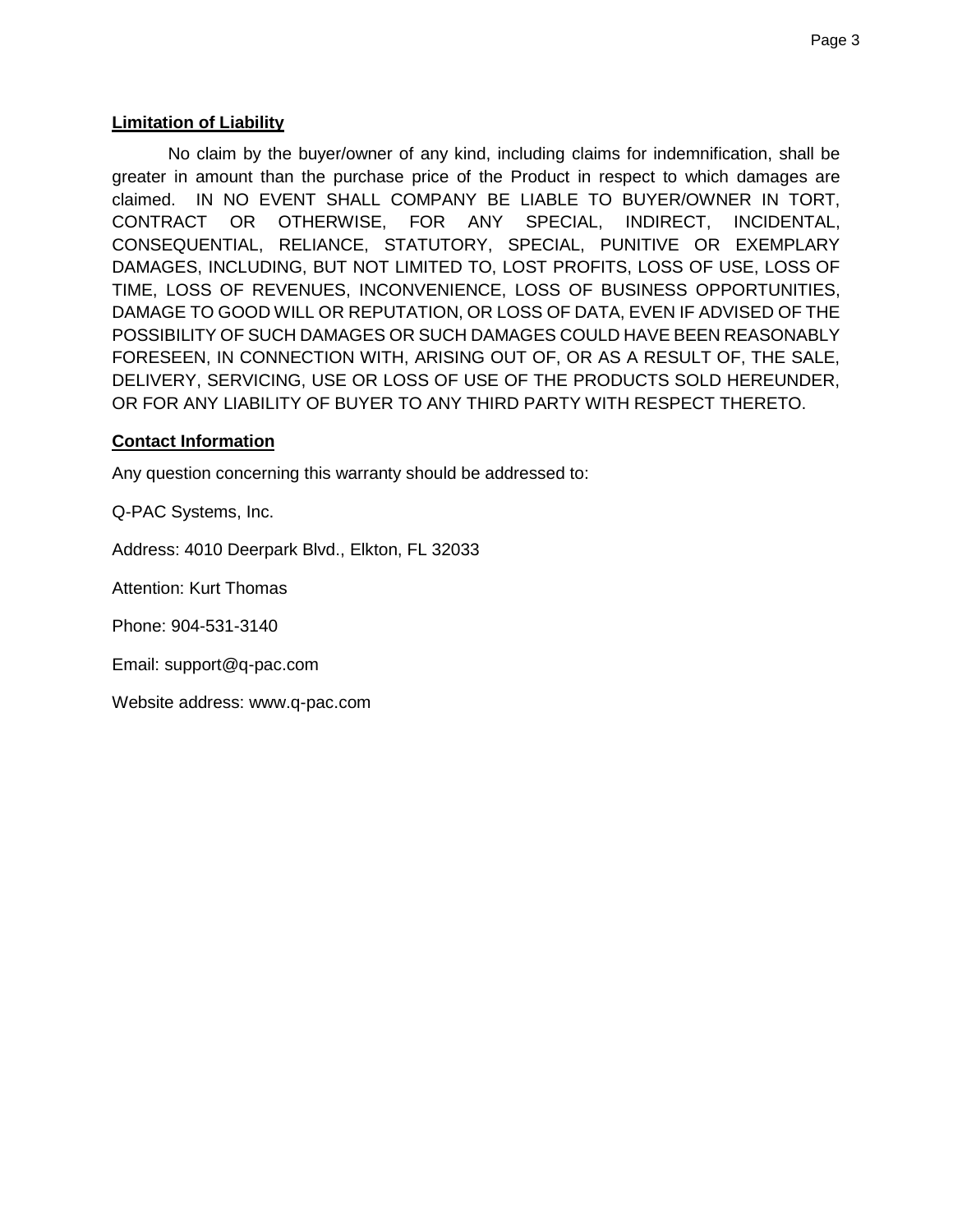**Limitation of Liability**

No claim by the buyer/owner of any kind, including claims for indemnification, shall be greater in amount than the purchase price of the Product in respect to which damages are claimed. IN NO EVENT SHALL COMPANY BE LIABLE TO BUYER/OWNER IN TORT, CONTRACT OR OTHERWISE, FOR ANY SPECIAL, INDIRECT, INCIDENTAL, CONSEQUENTIAL, RELIANCE, STATUTORY, SPECIAL, PUNITIVE OR EXEMPLARY DAMAGES, INCLUDING, BUT NOT LIMITED TO, LOST PROFITS, LOSS OF USE, LOSS OF TIME, LOSS OF REVENUES, INCONVENIENCE, LOSS OF BUSINESS OPPORTUNITIES, DAMAGE TO GOOD WILL OR REPUTATION, OR LOSS OF DATA, EVEN IF ADVISED OF THE POSSIBILITY OF SUCH DAMAGES OR SUCH DAMAGES COULD HAVE BEEN REASONABLY FORESEEN, IN CONNECTION WITH, ARISING OUT OF, OR AS A RESULT OF, THE SALE, DELIVERY, SERVICING, USE OR LOSS OF USE OF THE PRODUCTS SOLD HEREUNDER, OR FOR ANY LIABILITY OF BUYER TO ANY THIRD PARTY WITH RESPECT THERETO.

**Contact Information**

Any question concerning this warranty should be addressed to:

Q-PAC Systems, Inc.

Address: 4010 Deerpark Blvd., Elkton, FL 32033

Attention: Kurt Thomas

Phone: 904-531-3140

Email: support@q-pac.com

Website address: www.q-pac.com